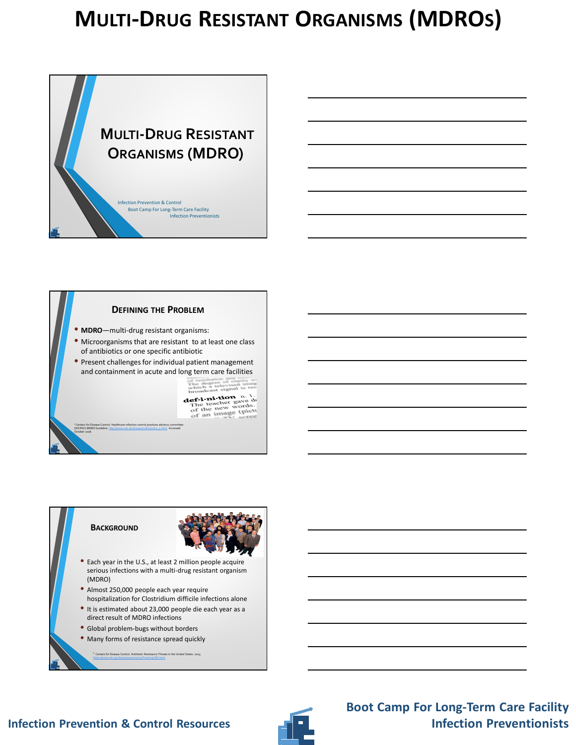# Multi-Drug Resistant Organisms (MDROs)

## Multi-Drug Resistant Organisms (MDRO)

Infection Prevention & Control
Boot Camp For Long-Term Care Facility
Infection Preventionists

## Defining the Problem

- **MDRO**—multi-drug resistant organisms:
- Microorganisms that are resistant to at least one class of antibiotics or one specific antibiotic
- Present challenges for individual patient management and containment in acute and long term care facilities

[1] Centers for Disease Control. Healthcare infection control practices advisory committee (HICPAC) MDRO Guideline. http://www.cdc.gov/hicpac/mdro/mdro_1.html Accessed October 2016

## Background

- Each year in the U.S., at least 2 million people acquire serious infections with a multi-drug resistant organism (MDRO)
- Almost 250,000 people each year require hospitalization for Clostridium difficile infections alone
- It is estimated about 23,000 people die each year as a direct result of MDRO infections
- Global problem-bugs without borders
- Many forms of resistance spread quickly

[1] Centers for Disease Control. Antibiotic Resistance Threats in the United States. 2013. https://www.cdc.gov/hai/organisms/cre/TrackingCRE.html

Infection Prevention & Control Resources

Boot Camp For Long-Term Care Facility Infection Preventionists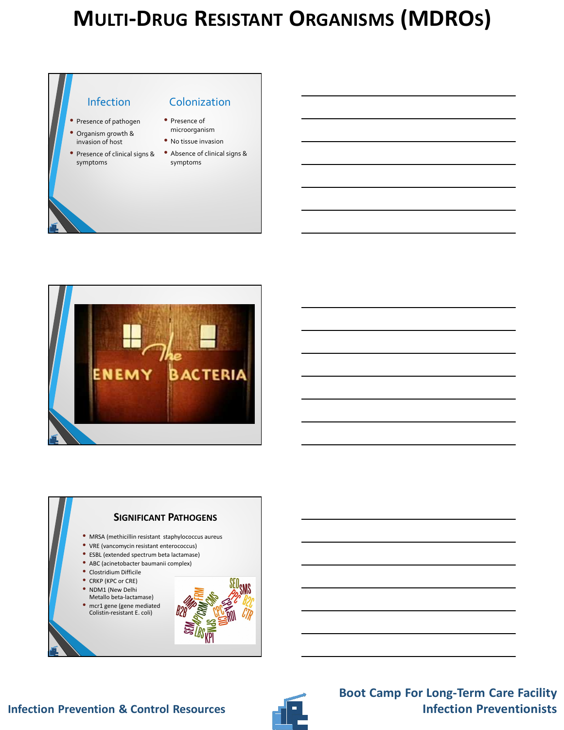# Multi-Drug Resistant Organisms (MDROs)

## Infection

- Presence of pathogen
- Organism growth & invasion of host
- Presence of clinical signs & symptoms

## Colonization

- Presence of microorganism
- No tissue invasion
- Absence of clinical signs & symptoms

The ENEMY BACTERIA

## Significant Pathogens

- MRSA (methicillin resistant staphylococcus aureus
- VRE (vancomycin resistant enterococcus)
- ESBL (extended spectrum beta lactamase)
- ABC (acinetobacter baumanii complex)
- Clostridium Difficile
- CRKP (KPC or CRE)
- NDM1 (New Delhi Metallo beta-lactamase)
- mcr1 gene (gene mediated Colistin-resistant E. coli)

Infection Prevention & Control Resources

Boot Camp For Long-Term Care Facility Infection Preventionists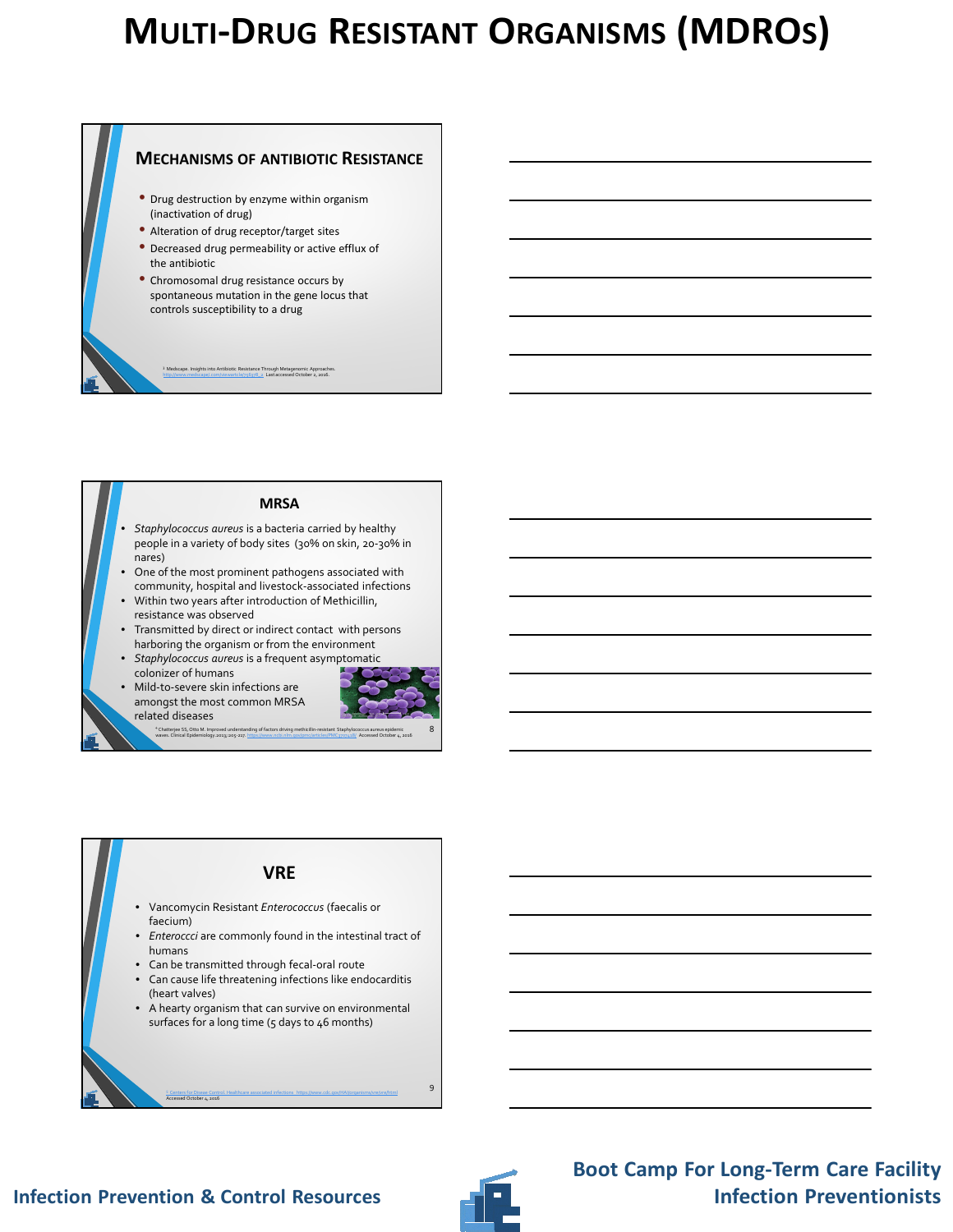# MULTI-DRUG RESISTANT ORGANISMS (MDROS)

## MECHANISMS OF ANTIBIOTIC RESISTANCE

- Drug destruction by enzyme within organism (inactivation of drug)
- Alteration of drug receptor/target sites
- Decreased drug permeability or active efflux of the antibiotic
- Chromosomal drug resistance occurs by spontaneous mutation in the gene locus that controls susceptibility to a drug

[1] Medscape. Insights into Antibiotic Resistance Through Metagenomic Approaches. http://www.medscape.com/viewarticle/756318_2 Last accessed October 2, 2016.

## MRSA

- *Staphylococcus aureus* is a bacteria carried by healthy people in a variety of body sites (30% on skin, 20-30% in nares)
- One of the most prominent pathogens associated with community, hospital and livestock-associated infections
- Within two years after introduction of Methicillin, resistance was observed
- Transmitted by direct or indirect contact with persons harboring the organism or from the environment
- *Staphylococcus aureus* is a frequent asymptomatic colonizer of humans
- Mild-to-severe skin infections are amongst the most common MRSA related diseases

[6] Chatterjee SS, Otto M. Improved understanding of factors driving methicillin-resistant Staphylococcus aureus epidemic waves. Clinical Epidemiology 2013:205-217. https://www.ncbi.nlm.nih.gov/pmc/articles/PMC3707418/ Accessed October 4, 2016

## VRE

- Vancomycin Resistant *Enterococcus* (faecalis or faecium)
- *Enterocci* are commonly found in the intestinal tract of humans
- Can be transmitted through fecal-oral route
- Can cause life threatening infections like endocarditis (heart valves)
- A hearty organism that can survive on environmental surfaces for a long time (5 days to 46 months)

[7] Centers for Disease Control. Healthcare associated infections. https://www.cdc.gov/HAI/organisms/vre/vre.html Accessed October 4, 2016

Infection Prevention & Control Resources

Boot Camp For Long-Term Care Facility Infection Preventionists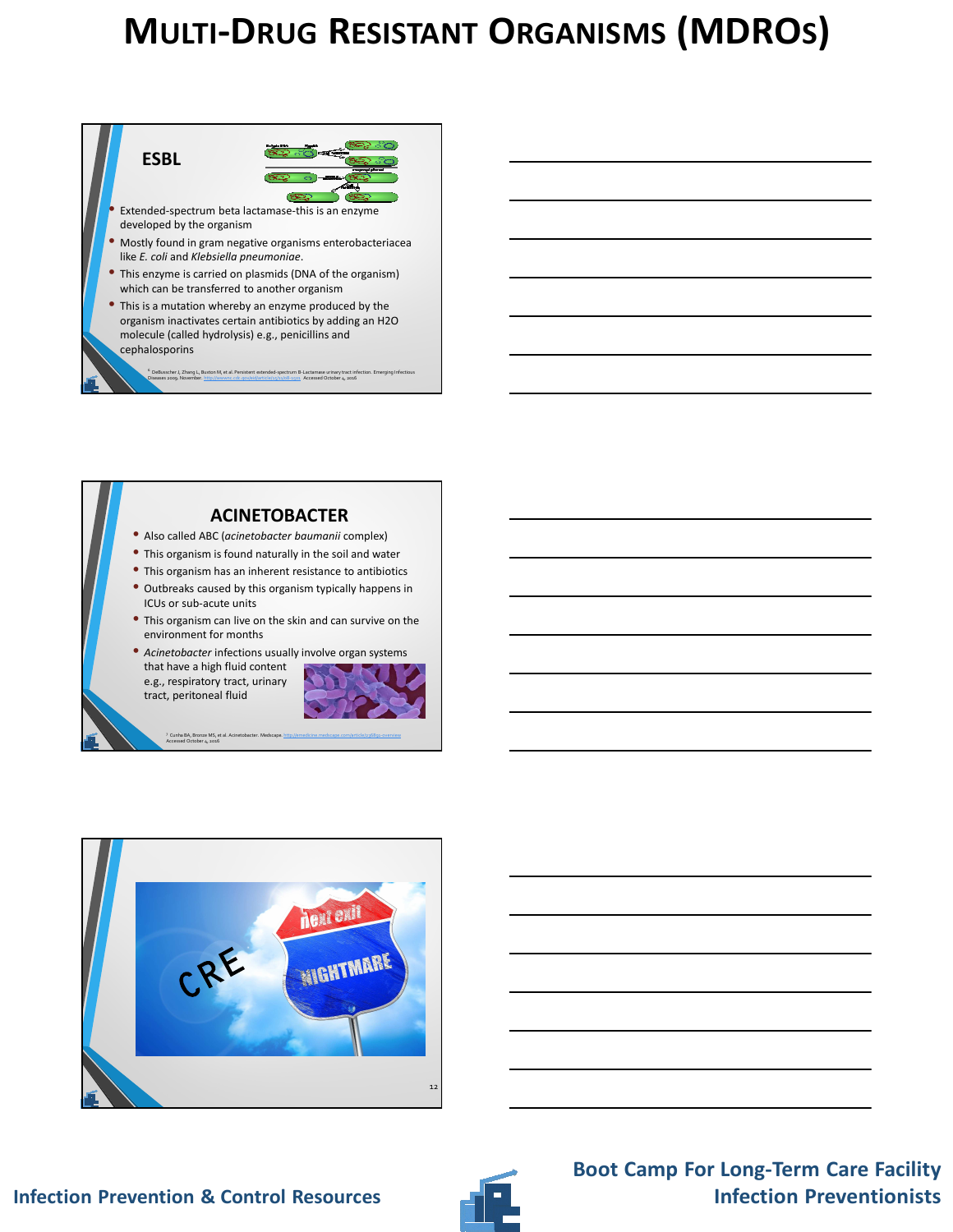# MULTI-DRUG RESISTANT ORGANISMS (MDROS)

## ESBL

- Extended-spectrum beta lactamase-this is an enzyme developed by the organism
- Mostly found in gram negative organisms enterobacteriacea like *E. coli* and *Klebsiella pneumoniae*.
- This enzyme is carried on plasmids (DNA of the organism) which can be transferred to another organism
- This is a mutation whereby an enzyme produced by the organism inactivates certain antibiotics by adding an H2O molecule (called hydrolysis) e.g., penicillins and cephalosporins

[6] DeBusscher J, Zhang L, Buxton M, et al. Persistent extended-spectrum B-Lactamase urinary tract infection. Emerging Infectious Diseases 2009. November. http://wwwnc.cdc.gov/eid/article/15/11/08-1501 Accessed October 4, 2016

## ACINETOBACTER

- Also called ABC (*acinetobacter baumanii* complex)
- This organism is found naturally in the soil and water
- This organism has an inherent resistance to antibiotics
- Outbreaks caused by this organism typically happens in ICUs or sub-acute units
- This organism can live on the skin and can survive on the environment for months
- *Acinetobacter* infections usually involve organ systems that have a high fluid content e.g., respiratory tract, urinary tract, peritoneal fluid

[7] Cunha BA, Bronze MS, et al. Acinetobacter. Medscape. http://emedicine.medscape.com/article/236891-overview Accessed October 4, 2016

CRE

next exit

NIGHTMARE

Infection Prevention & Control Resources

Boot Camp For Long-Term Care Facility Infection Preventionists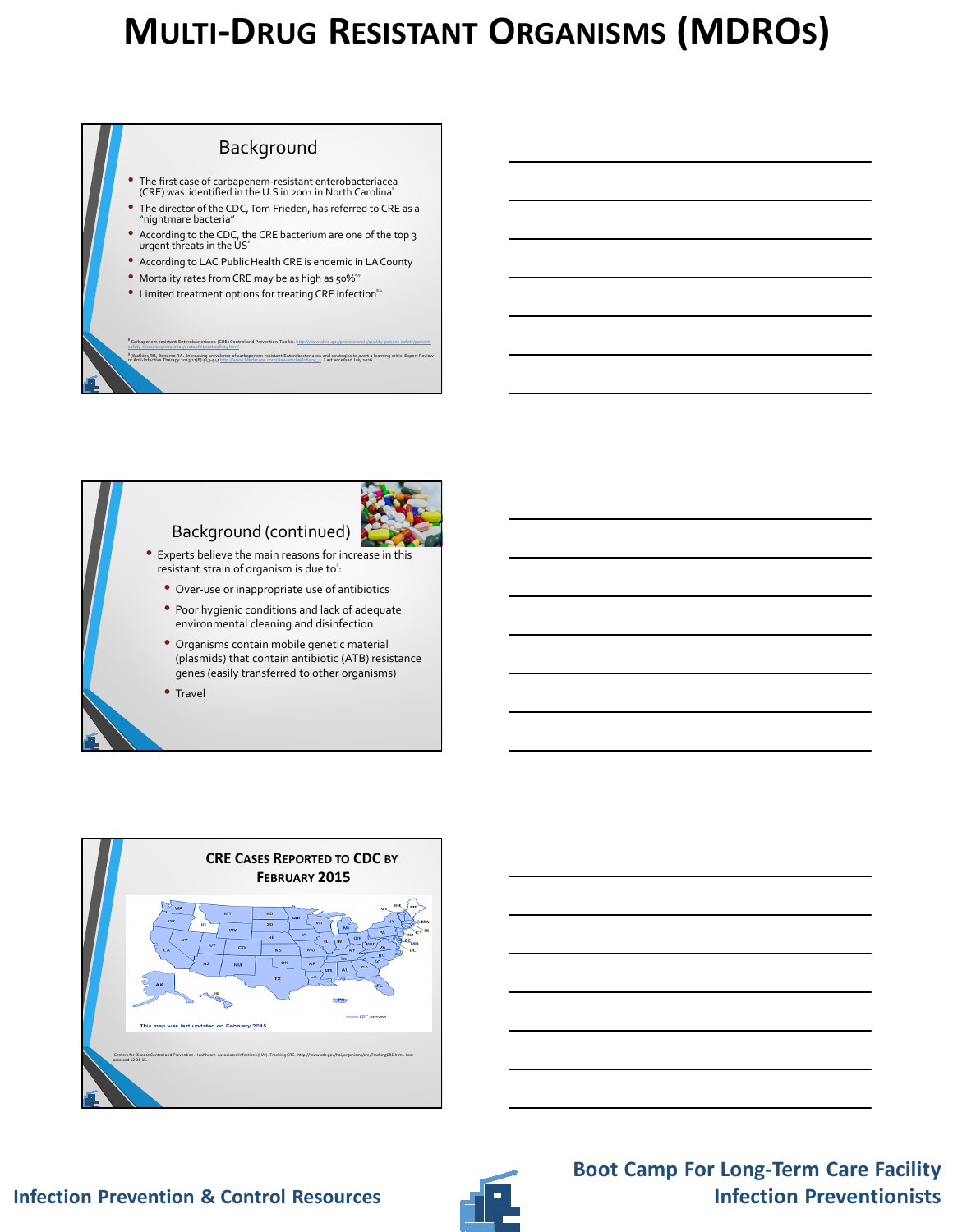# Multi-Drug Resistant Organisms (MDROs)

## Background

- The first case of carbapenem-resistant enterobacteriacea (CRE) was identified in the U.S in 2001 in North Carolina[8]
- The director of the CDC, Tom Frieden, has referred to CRE as a "nightmare bacteria"
- According to the CDC, the CRE bacterium are one of the top 3 urgent threats in the US[1]
- According to LAC Public Health CRE is endemic in LA County
- Mortality rates from CRE may be as high as 50%[8,9]
- Limited treatment options for treating CRE infection[8,9]

[8] Carbapenem-resistant Enterobacteriacea (CRE) Control and Prevention Toolkit. http://www.ahrq.gov/professionals/quality-patient-safety/patient-safety-resources/resources/cretoolkit/cretool583.html

[9] Watkins RR, Bonomo RA. Increasing prevalence of carbapenem-resistant Enterobacteriacea and strategies to avert a looming crisis. Expert Review of Anti-infective Therapy 2013;11(6):543-545 http://www.Medscape.com/viewarticle/806505_2 Last accessed July 2016

## Background (continued)

- Experts believe the main reasons for increase in this resistant strain of organism is due to[1]:
  - Over-use or inappropriate use of antibiotics
  - Poor hygienic conditions and lack of adequate environmental cleaning and disinfection
  - Organisms contain mobile genetic material (plasmids) that contain antibiotic (ATB) resistance genes (easily transferred to other organisms)
  - Travel

## CRE Cases Reported to CDC by February 2015

WA, OR, CA, NV, ID, MT, WY, UT, AZ, CO, NM, ND, SD, NE, KS, OK, TX, MN, IA, MO, AR, LA, WI, IL, MI, IN, OH, KY, TN, MS, AL, GA, FL, SC, NC, VA, WV, PA, NY, VT, NH, ME, MA, RI, CT, NJ, DE, MD, DC, AK, HI, PR

KPC enzyme

This map was last updated on February 2015

Centers for Disease Control and Prevention. Healthcare-Associated Infections (HAI). Tracking CRE. http://www.cdc.gov/hai/organisms/cre/TrackingCRE.html Last accessed 12-31-15.

Infection Prevention & Control Resources

Boot Camp For Long-Term Care Facility Infection Preventionists